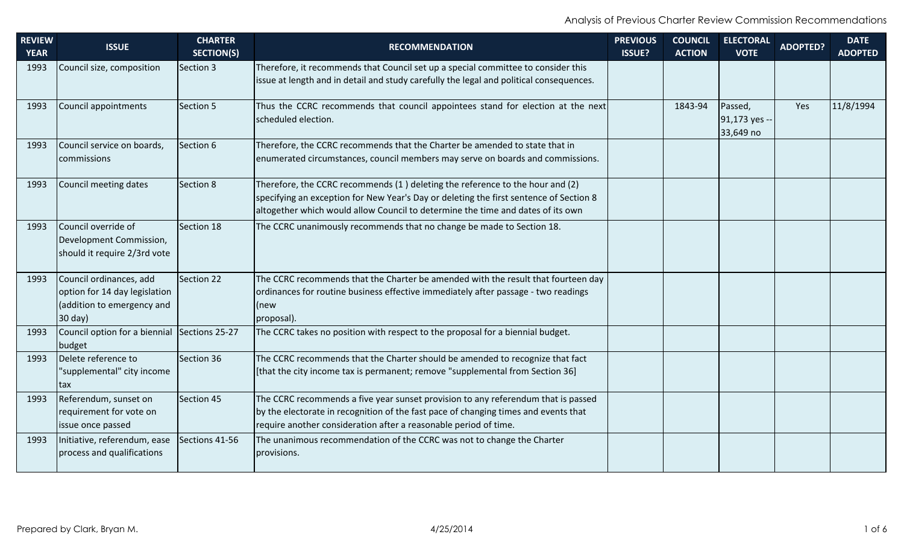| REVIEW YEAR | ISSUE | CHARTER SECTION(S) | RECOMMENDATION | PREVIOUS ISSUE? | COUNCIL ACTION | ELECTORAL VOTE | ADOPTED? | DATE ADOPTED |
|---|---|---|---|---|---|---|---|---|
| 1993 | Council size, composition | Section 3 | Therefore, it recommends that Council set up a special committee to consider this issue at length and in detail and study carefully the legal and political consequences. | | | | | |
| 1993 | Council appointments | Section 5 | Thus the CCRC recommends that council appointees stand for election at the next scheduled election. | | 1843-94 | Passed, 91,173 yes -- 33,649 no | Yes | 11/8/1994 |
| 1993 | Council service on boards, commissions | Section 6 | Therefore, the CCRC recommends that the Charter be amended to state that in enumerated circumstances, council members may serve on boards and commissions. | | | | | |
| 1993 | Council meeting dates | Section 8 | Therefore, the CCRC recommends (1 ) deleting the reference to the hour and (2) specifying an exception for New Year's Day or deleting the first sentence of Section 8 altogether which would allow Council to determine the time and dates of its own | | | | | |
| 1993 | Council override of Development Commission, should it require 2/3rd vote | Section 18 | The CCRC unanimously recommends that no change be made to Section 18. | | | | | |
| 1993 | Council ordinances, add option for 14 day legislation (addition to emergency and 30 day) | Section 22 | The CCRC recommends that the Charter be amended with the result that fourteen day ordinances for routine business effective immediately after passage - two readings (new proposal). | | | | | |
| 1993 | Council option for a biennial budget | Sections 25-27 | The CCRC takes no position with respect to the proposal for a biennial budget. | | | | | |
| 1993 | Delete reference to "supplemental" city income tax | Section 36 | The CCRC recommends that the Charter should be amended to recognize that fact [that the city income tax is permanent; remove "supplemental from Section 36] | | | | | |
| 1993 | Referendum, sunset on requirement for vote on issue once passed | Section 45 | The CCRC recommends a five year sunset provision to any referendum that is passed by the electorate in recognition of the fast pace of changing times and events that require another consideration after a reasonable period of time. | | | | | |
| 1993 | Initiative, referendum, ease process and qualifications | Sections 41-56 | The unanimous recommendation of the CCRC was not to change the Charter provisions. | | | | | |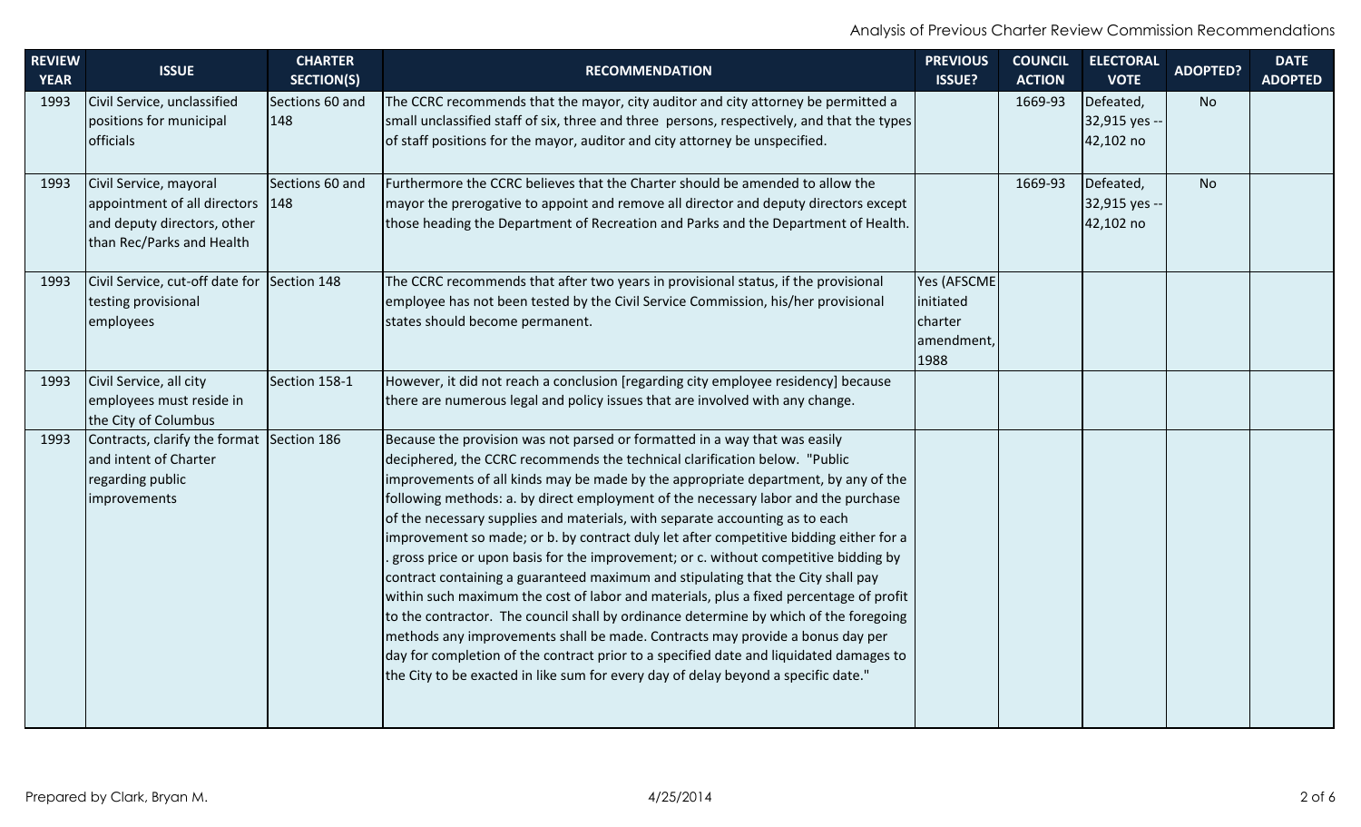| REVIEW YEAR | ISSUE | CHARTER SECTION(S) | RECOMMENDATION | PREVIOUS ISSUE? | COUNCIL ACTION | ELECTORAL VOTE | ADOPTED? | DATE ADOPTED |
|---|---|---|---|---|---|---|---|---|
| 1993 | Civil Service, unclassified positions for municipal officials | Sections 60 and 148 | The CCRC recommends that the mayor, city auditor and city attorney be permitted a small unclassified staff of six, three and three persons, respectively, and that the types of staff positions for the mayor, auditor and city attorney be unspecified. | | 1669-93 | Defeated, 32,915 yes -- 42,102 no | No | |
| 1993 | Civil Service, mayoral appointment of all directors and deputy directors, other than Rec/Parks and Health | Sections 60 and 148 | Furthermore the CCRC believes that the Charter should be amended to allow the mayor the prerogative to appoint and remove all director and deputy directors except those heading the Department of Recreation and Parks and the Department of Health. | | 1669-93 | Defeated, 32,915 yes -- 42,102 no | No | |
| 1993 | Civil Service, cut-off date for testing provisional employees | Section 148 | The CCRC recommends that after two years in provisional status, if the provisional employee has not been tested by the Civil Service Commission, his/her provisional states should become permanent. | Yes (AFSCME initiated charter amendment, 1988 | | | | |
| 1993 | Civil Service, all city employees must reside in the City of Columbus | Section 158-1 | However, it did not reach a conclusion [regarding city employee residency] because there are numerous legal and policy issues that are involved with any change. | | | | | |
| 1993 | Contracts, clarify the format and intent of Charter regarding public improvements | Section 186 | Because the provision was not parsed or formatted in a way that was easily deciphered, the CCRC recommends the technical clarification below. "Public improvements of all kinds may be made by the appropriate department, by any of the following methods: a. by direct employment of the necessary labor and the purchase of the necessary supplies and materials, with separate accounting as to each improvement so made; or b. by contract duly let after competitive bidding either for a . gross price or upon basis for the improvement; or c. without competitive bidding by contract containing a guaranteed maximum and stipulating that the City shall pay within such maximum the cost of labor and materials, plus a fixed percentage of profit to the contractor. The council shall by ordinance determine by which of the foregoing methods any improvements shall be made. Contracts may provide a bonus day per day for completion of the contract prior to a specified date and liquidated damages to the City to be exacted in like sum for every day of delay beyond a specific date." | | | | | |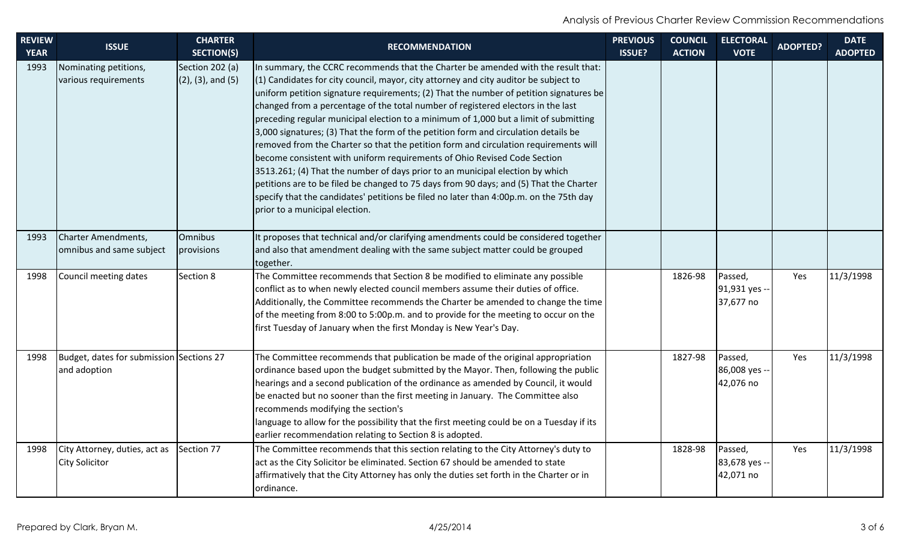| REVIEW YEAR | ISSUE | CHARTER SECTION(S) | RECOMMENDATION | PREVIOUS ISSUE? | COUNCIL ACTION | ELECTORAL VOTE | ADOPTED? | DATE ADOPTED |
|---|---|---|---|---|---|---|---|---|
| 1993 | Nominating petitions, various requirements | Section 202 (a) (2), (3), and (5) | In summary, the CCRC recommends that the Charter be amended with the result that: (1) Candidates for city council, mayor, city attorney and city auditor be subject to uniform petition signature requirements; (2) That the number of petition signatures be changed from a percentage of the total number of registered electors in the last preceding regular municipal election to a minimum of 1,000 but a limit of submitting 3,000 signatures; (3) That the form of the petition form and circulation details be removed from the Charter so that the petition form and circulation requirements will become consistent with uniform requirements of Ohio Revised Code Section 3513.261; (4) That the number of days prior to an municipal election by which petitions are to be filed be changed to 75 days from 90 days; and (5) That the Charter specify that the candidates' petitions be filed no later than 4:00p.m. on the 75th day prior to a municipal election. | | | | | |
| 1993 | Charter Amendments, omnibus and same subject | Omnibus provisions | It proposes that technical and/or clarifying amendments could be considered together and also that amendment dealing with the same subject matter could be grouped together. | | | | | |
| 1998 | Council meeting dates | Section 8 | The Committee recommends that Section 8 be modified to eliminate any possible conflict as to when newly elected council members assume their duties of office. Additionally, the Committee recommends the Charter be amended to change the time of the meeting from 8:00 to 5:00p.m. and to provide for the meeting to occur on the first Tuesday of January when the first Monday is New Year's Day. | | 1826-98 | Passed, 91,931 yes -- 37,677 no | Yes | 11/3/1998 |
| 1998 | Budget, dates for submission and adoption | Sections 27 | The Committee recommends that publication be made of the original appropriation ordinance based upon the budget submitted by the Mayor. Then, following the public hearings and a second publication of the ordinance as amended by Council, it would be enacted but no sooner than the first meeting in January. The Committee also recommends modifying the section's language to allow for the possibility that the first meeting could be on a Tuesday if its earlier recommendation relating to Section 8 is adopted. | | 1827-98 | Passed, 86,008 yes -- 42,076 no | Yes | 11/3/1998 |
| 1998 | City Attorney, duties, act as City Solicitor | Section 77 | The Committee recommends that this section relating to the City Attorney's duty to act as the City Solicitor be eliminated. Section 67 should be amended to state affirmatively that the City Attorney has only the duties set forth in the Charter or in ordinance. | | 1828-98 | Passed, 83,678 yes -- 42,071 no | Yes | 11/3/1998 |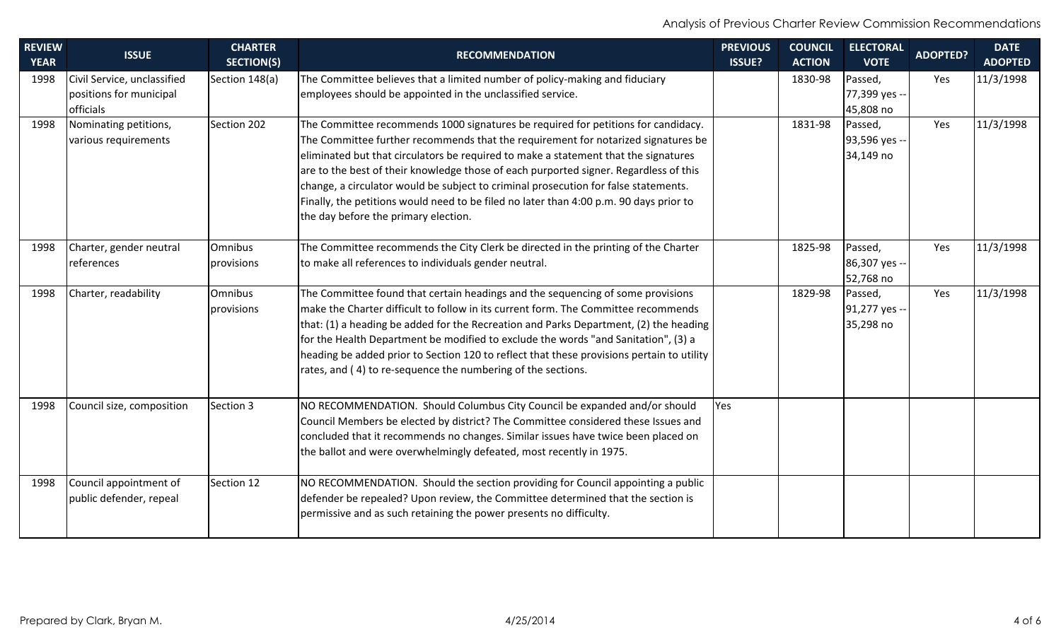| REVIEW YEAR | ISSUE | CHARTER SECTION(S) | RECOMMENDATION | PREVIOUS ISSUE? | COUNCIL ACTION | ELECTORAL VOTE | ADOPTED? | DATE ADOPTED |
|---|---|---|---|---|---|---|---|---|
| 1998 | Civil Service, unclassified positions for municipal officials | Section 148(a) | The Committee believes that a limited number of policy-making and fiduciary employees should be appointed in the unclassified service. | | 1830-98 | Passed, 77,399 yes -- 45,808 no | Yes | 11/3/1998 |
| 1998 | Nominating petitions, various requirements | Section 202 | The Committee recommends 1000 signatures be required for petitions for candidacy. The Committee further recommends that the requirement for notarized signatures be eliminated but that circulators be required to make a statement that the signatures are to the best of their knowledge those of each purported signer. Regardless of this change, a circulator would be subject to criminal prosecution for false statements. Finally, the petitions would need to be filed no later than 4:00 p.m. 90 days prior to the day before the primary election. | | 1831-98 | Passed, 93,596 yes -- 34,149 no | Yes | 11/3/1998 |
| 1998 | Charter, gender neutral references | Omnibus provisions | The Committee recommends the City Clerk be directed in the printing of the Charter to make all references to individuals gender neutral. | | 1825-98 | Passed, 86,307 yes -- 52,768 no | Yes | 11/3/1998 |
| 1998 | Charter, readability | Omnibus provisions | The Committee found that certain headings and the sequencing of some provisions make the Charter difficult to follow in its current form. The Committee recommends that: (1) a heading be added for the Recreation and Parks Department, (2) the heading for the Health Department be modified to exclude the words "and Sanitation", (3) a heading be added prior to Section 120 to reflect that these provisions pertain to utility rates, and ( 4) to re-sequence the numbering of the sections. | | 1829-98 | Passed, 91,277 yes -- 35,298 no | Yes | 11/3/1998 |
| 1998 | Council size, composition | Section 3 | NO RECOMMENDATION. Should Columbus City Council be expanded and/or should Council Members be elected by district? The Committee considered these Issues and concluded that it recommends no changes. Similar issues have twice been placed on the ballot and were overwhelmingly defeated, most recently in 1975. | Yes | | | | |
| 1998 | Council appointment of public defender, repeal | Section 12 | NO RECOMMENDATION. Should the section providing for Council appointing a public defender be repealed? Upon review, the Committee determined that the section is permissive and as such retaining the power presents no difficulty. | | | | | |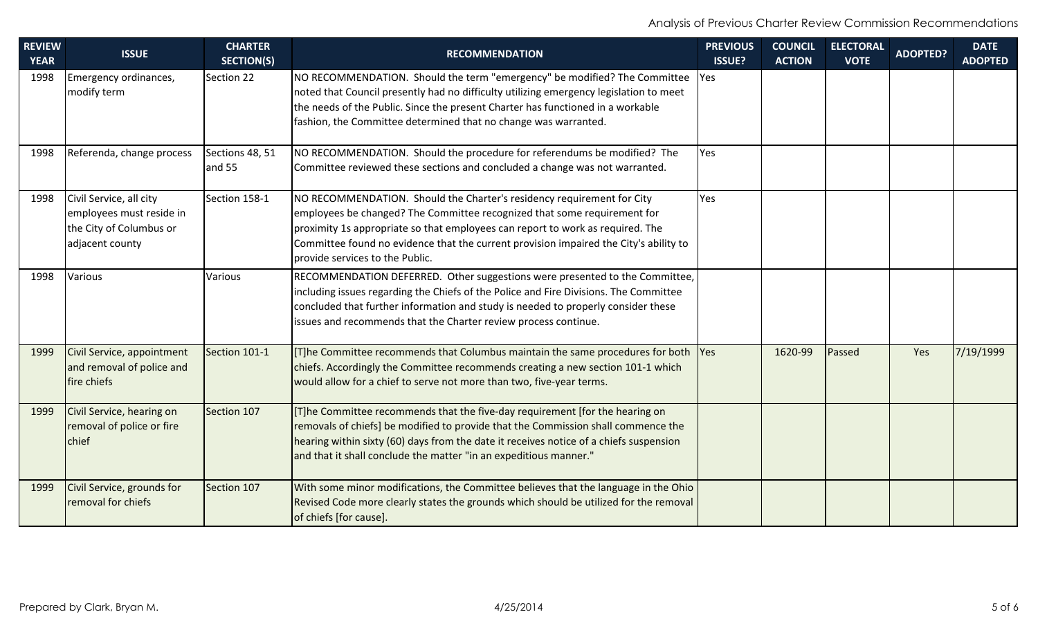| REVIEW YEAR | ISSUE | CHARTER SECTION(S) | RECOMMENDATION | PREVIOUS ISSUE? | COUNCIL ACTION | ELECTORAL VOTE | ADOPTED? | DATE ADOPTED |
|---|---|---|---|---|---|---|---|---|
| 1998 | Emergency ordinances, modify term | Section 22 | NO RECOMMENDATION. Should the term "emergency" be modified? The Committee noted that Council presently had no difficulty utilizing emergency legislation to meet the needs of the Public. Since the present Charter has functioned in a workable fashion, the Committee determined that no change was warranted. | Yes | | | | |
| 1998 | Referenda, change process | Sections 48, 51 and 55 | NO RECOMMENDATION. Should the procedure for referendums be modified? The Committee reviewed these sections and concluded a change was not warranted. | Yes | | | | |
| 1998 | Civil Service, all city employees must reside in the City of Columbus or adjacent county | Section 158-1 | NO RECOMMENDATION. Should the Charter's residency requirement for City employees be changed? The Committee recognized that some requirement for proximity 1s appropriate so that employees can report to work as required. The Committee found no evidence that the current provision impaired the City's ability to provide services to the Public. | Yes | | | | |
| 1998 | Various | Various | RECOMMENDATION DEFERRED. Other suggestions were presented to the Committee, including issues regarding the Chiefs of the Police and Fire Divisions. The Committee concluded that further information and study is needed to properly consider these issues and recommends that the Charter review process continue. | | | | | |
| 1999 | Civil Service, appointment and removal of police and fire chiefs | Section 101-1 | [T]he Committee recommends that Columbus maintain the same procedures for both chiefs. Accordingly the Committee recommends creating a new section 101-1 which would allow for a chief to serve not more than two, five-year terms. | Yes | 1620-99 | Passed | Yes | 7/19/1999 |
| 1999 | Civil Service, hearing on removal of police or fire chief | Section 107 | [T]he Committee recommends that the five-day requirement [for the hearing on removals of chiefs] be modified to provide that the Commission shall commence the hearing within sixty (60) days from the date it receives notice of a chiefs suspension and that it shall conclude the matter "in an expeditious manner." | | | | | |
| 1999 | Civil Service, grounds for removal for chiefs | Section 107 | With some minor modifications, the Committee believes that the language in the Ohio Revised Code more clearly states the grounds which should be utilized for the removal of chiefs [for cause]. | | | | | |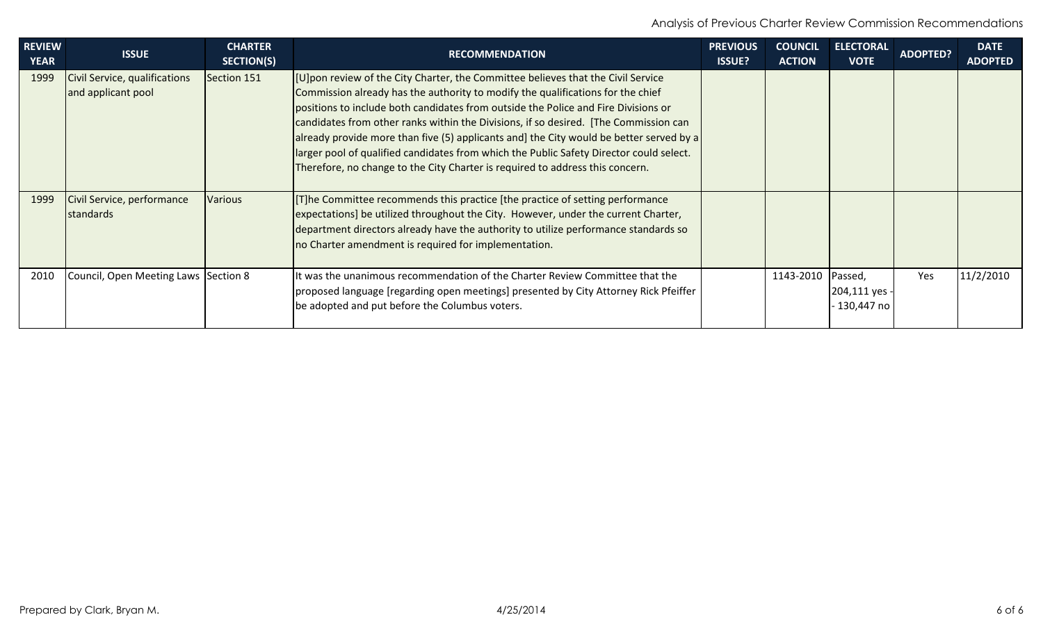| REVIEW YEAR | ISSUE | CHARTER SECTION(S) | RECOMMENDATION | PREVIOUS ISSUE? | COUNCIL ACTION | ELECTORAL VOTE | ADOPTED? | DATE ADOPTED |
|---|---|---|---|---|---|---|---|---|
| 1999 | Civil Service, qualifications and applicant pool | Section 151 | [U]pon review of the City Charter, the Committee believes that the Civil Service Commission already has the authority to modify the qualifications for the chief positions to include both candidates from outside the Police and Fire Divisions or candidates from other ranks within the Divisions, if so desired. [The Commission can already provide more than five (5) applicants and] the City would be better served by a larger pool of qualified candidates from which the Public Safety Director could select. Therefore, no change to the City Charter is required to address this concern. | | | | | |
| 1999 | Civil Service, performance standards | Various | [T]he Committee recommends this practice [the practice of setting performance expectations] be utilized throughout the City. However, under the current Charter, department directors already have the authority to utilize performance standards so no Charter amendment is required for implementation. | | | | | |
| 2010 | Council, Open Meeting Laws | Section 8 | It was the unanimous recommendation of the Charter Review Committee that the proposed language [regarding open meetings] presented by City Attorney Rick Pfeiffer be adopted and put before the Columbus voters. | | 1143-2010 | Passed, 204,111 yes - 130,447 no | Yes | 11/2/2010 |

Prepared by Clark, Bryan M. 4/25/2014